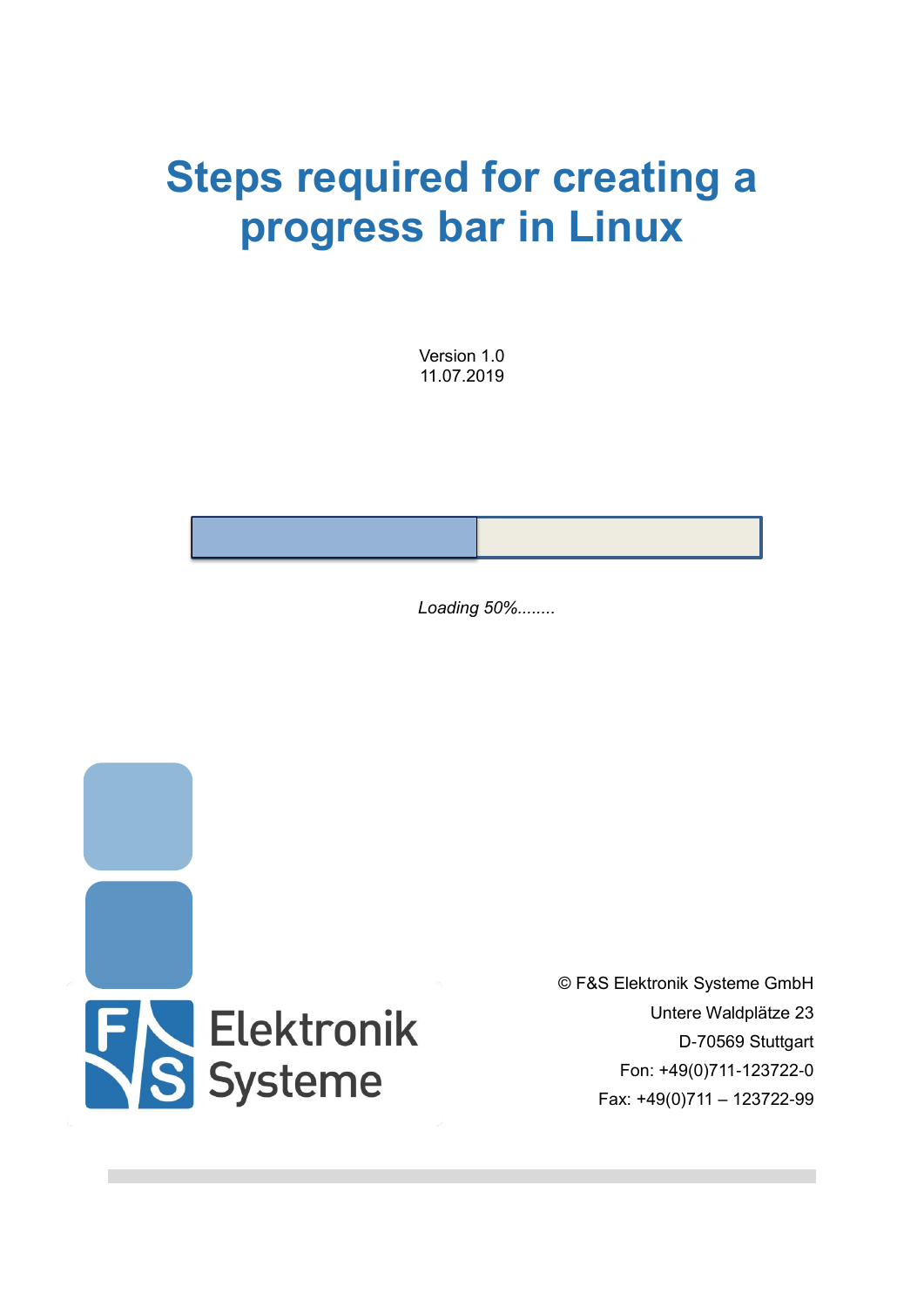# Steps required for creating a progress bar in Linux

Version 1.0
11.07.2019

*Loading 50%........*

F&S Elektronik Systeme

© F&S Elektronik Systeme GmbH
Untere Waldplätze 23
D-70569 Stuttgart
Fon: +49(0)711-123722-0
Fax: +49(0)711 – 123722-99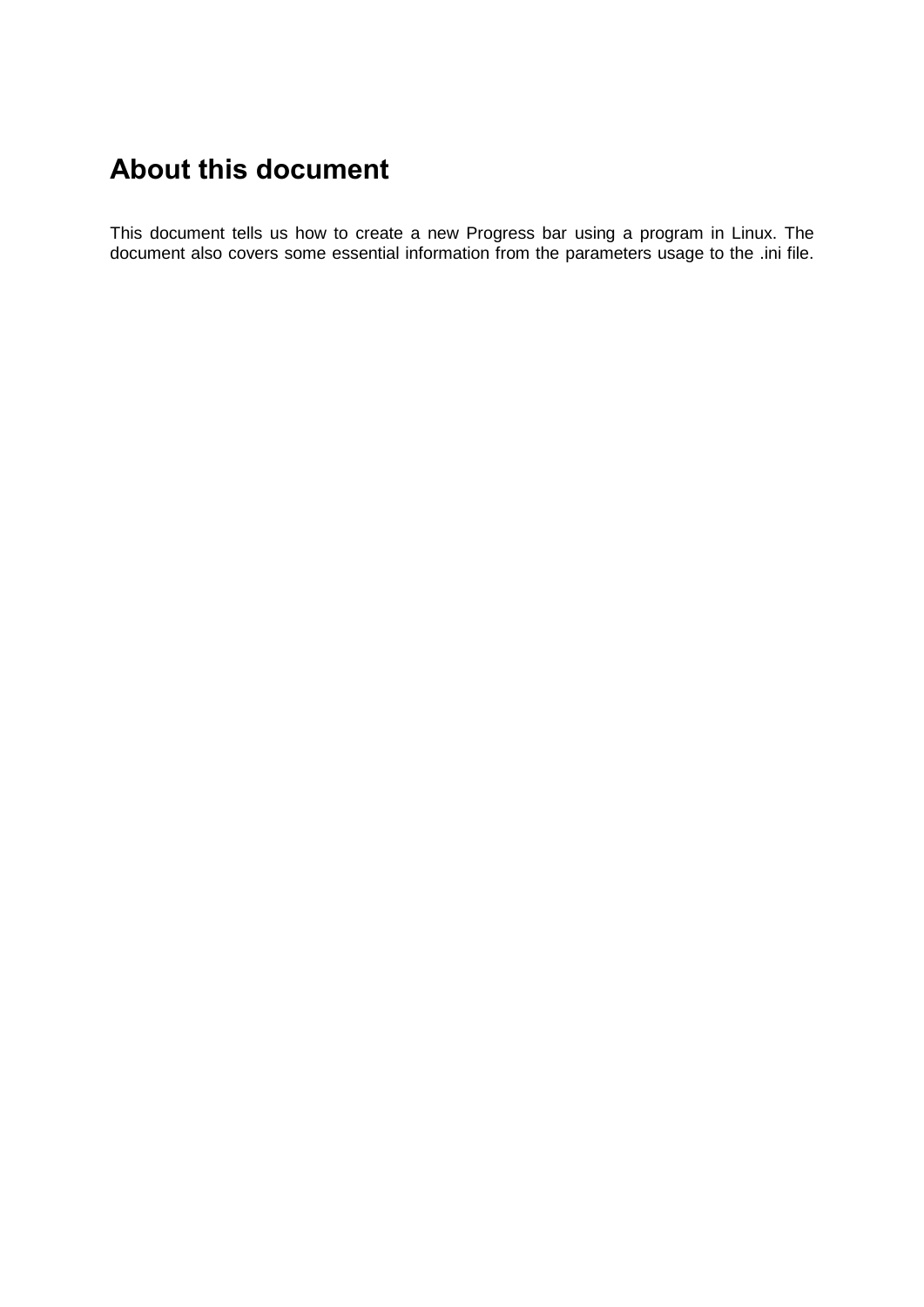# About this document

This document tells us how to create a new Progress bar using a program in Linux. The document also covers some essential information from the parameters usage to the .ini file.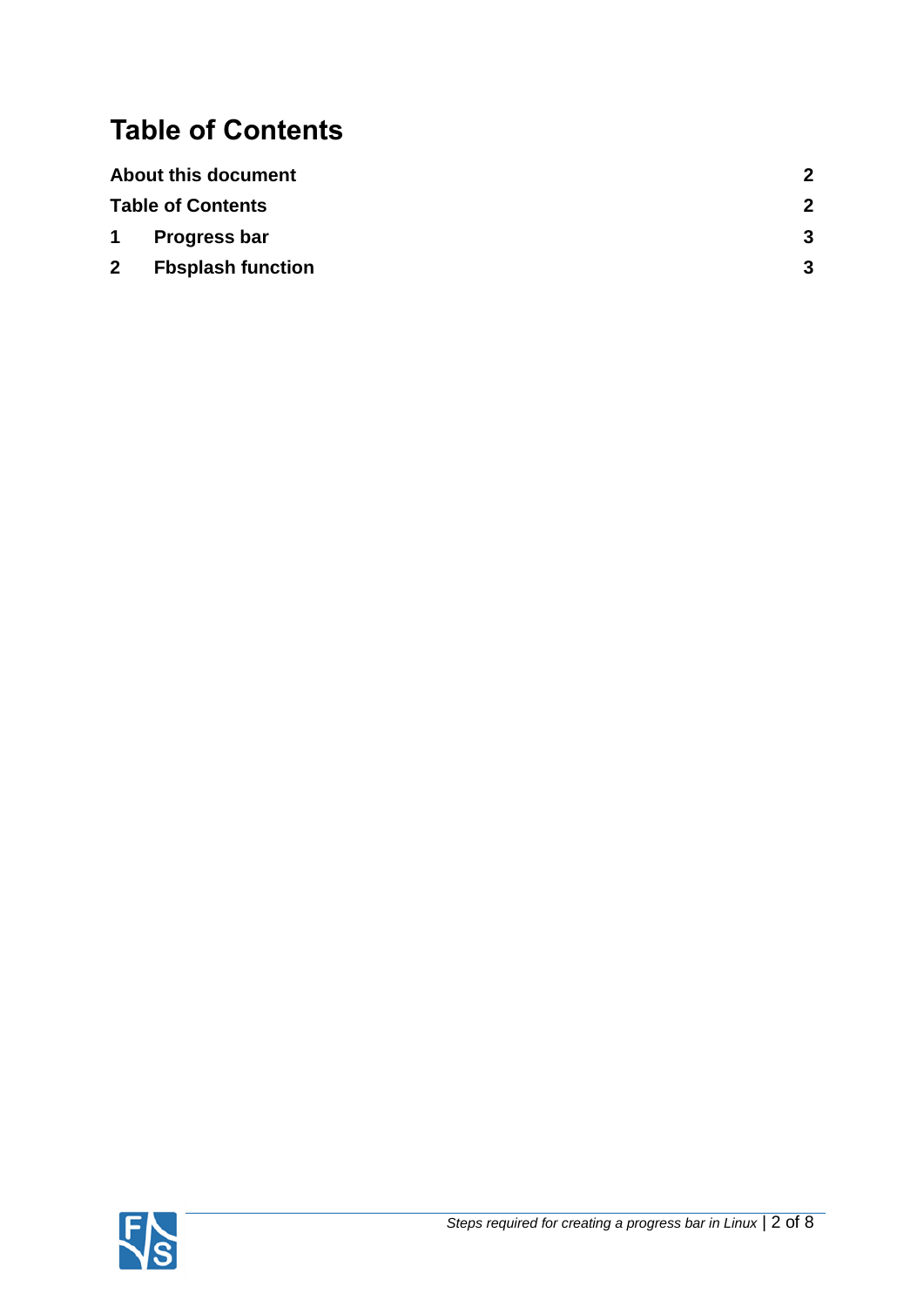# Table of Contents

| | | |
|---|---|---|
| **About this document** | | **2** |
| **Table of Contents** | | **2** |
| **1** | **Progress bar** | **3** |
| **2** | **Fbsplash function** | **3** |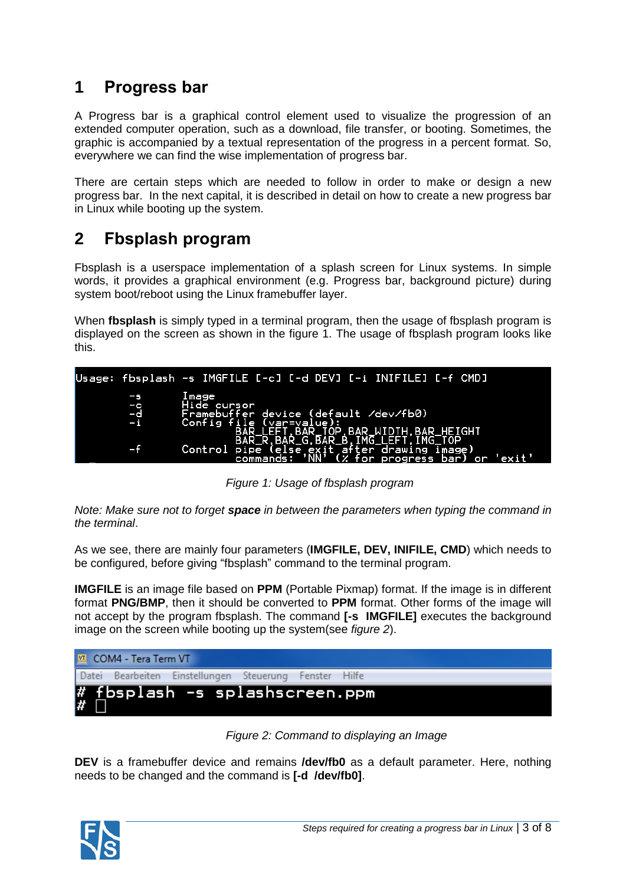# 1 Progress bar

A Progress bar is a graphical control element used to visualize the progression of an extended computer operation, such as a download, file transfer, or booting. Sometimes, the graphic is accompanied by a textual representation of the progress in a percent format. So, everywhere we can find the wise implementation of progress bar.

There are certain steps which are needed to follow in order to make or design a new progress bar. In the next capital, it is described in detail on how to create a new progress bar in Linux while booting up the system.

# 2 Fbsplash program

Fbsplash is a userspace implementation of a splash screen for Linux systems. In simple words, it provides a graphical environment (e.g. Progress bar, background picture) during system boot/reboot using the Linux framebuffer layer.

When **fbsplash** is simply typed in a terminal program, then the usage of fbsplash program is displayed on the screen as shown in the figure 1. The usage of fbsplash program looks like this.

```
Usage: fbsplash -s IMGFILE [-c] [-d DEV] [-i INIFILE] [-f CMD]

        -s      Image
        -c      Hide cursor
        -d      Framebuffer device (default /dev/fb0)
        -i      Config file (var=value):
                        BAR_LEFT,BAR_TOP,BAR_WIDTH,BAR_HEIGHT
                        BAR_R,BAR_G,BAR_B,IMG_LEFT,IMG_TOP
        -f      Control pipe (else exit after drawing image)
                        commands: 'NN' (% for progress bar) or 'exit'
```

*Figure 1: Usage of fbsplash program*

*Note: Make sure not to forget **space** in between the parameters when typing the command in the terminal*.

As we see, there are mainly four parameters (**IMGFILE, DEV, INIFILE, CMD**) which needs to be configured, before giving “fbsplash” command to the terminal program.

**IMGFILE** is an image file based on **PPM** (Portable Pixmap) format. If the image is in different format **PNG/BMP**, then it should be converted to **PPM** format. Other forms of the image will not accept by the program fbsplash. The command **[-s IMGFILE]** executes the background image on the screen while booting up the system(see *figure 2*).

```
COM4 - Tera Term VT
Datei  Bearbeiten  Einstellungen  Steuerung  Fenster  Hilfe
# fbsplash -s splashscreen.ppm
#
```

*Figure 2: Command to displaying an Image*

**DEV** is a framebuffer device and remains **/dev/fb0** as a default parameter. Here, nothing needs to be changed and the command is **[-d /dev/fb0]**.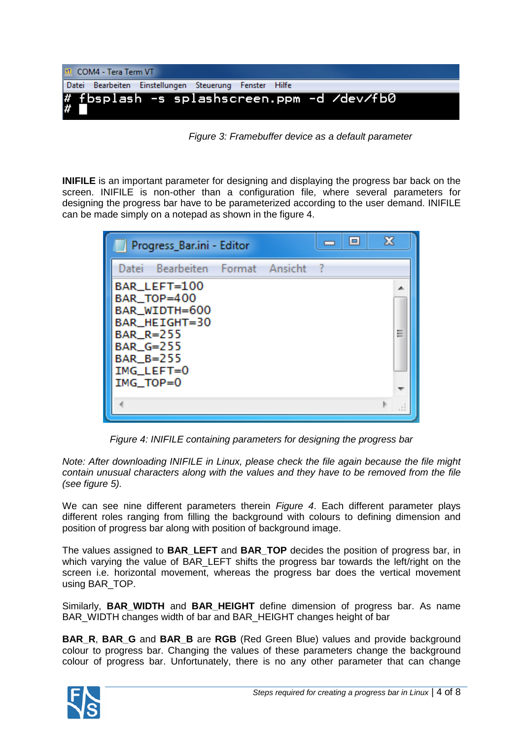```
# fbsplash -s splashscreen.ppm -d /dev/fb0
#
```

*Figure 3: Framebuffer device as a default parameter*

**INIFILE** is an important parameter for designing and displaying the progress bar back on the screen. INIFILE is non-other than a configuration file, where several parameters for designing the progress bar have to be parameterized according to the user demand. INIFILE can be made simply on a notepad as shown in the figure 4.

```
BAR_LEFT=100
BAR_TOP=400
BAR_WIDTH=600
BAR_HEIGHT=30
BAR_R=255
BAR_G=255
BAR_B=255
IMG_LEFT=0
IMG_TOP=0
```

*Figure 4: INIFILE containing parameters for designing the progress bar*

*Note: After downloading INIFILE in Linux, please check the file again because the file might contain unusual characters along with the values and they have to be removed from the file (see figure 5).*

We can see nine different parameters therein *Figure 4*. Each different parameter plays different roles ranging from filling the background with colours to defining dimension and position of progress bar along with position of background image.

The values assigned to **BAR_LEFT** and **BAR_TOP** decides the position of progress bar, in which varying the value of BAR_LEFT shifts the progress bar towards the left/right on the screen i.e. horizontal movement, whereas the progress bar does the vertical movement using BAR_TOP.

Similarly, **BAR_WIDTH** and **BAR_HEIGHT** define dimension of progress bar. As name BAR_WIDTH changes width of bar and BAR_HEIGHT changes height of bar

**BAR_R**, **BAR_G** and **BAR_B** are **RGB** (Red Green Blue) values and provide background colour to progress bar. Changing the values of these parameters change the background colour of progress bar. Unfortunately, there is no any other parameter that can change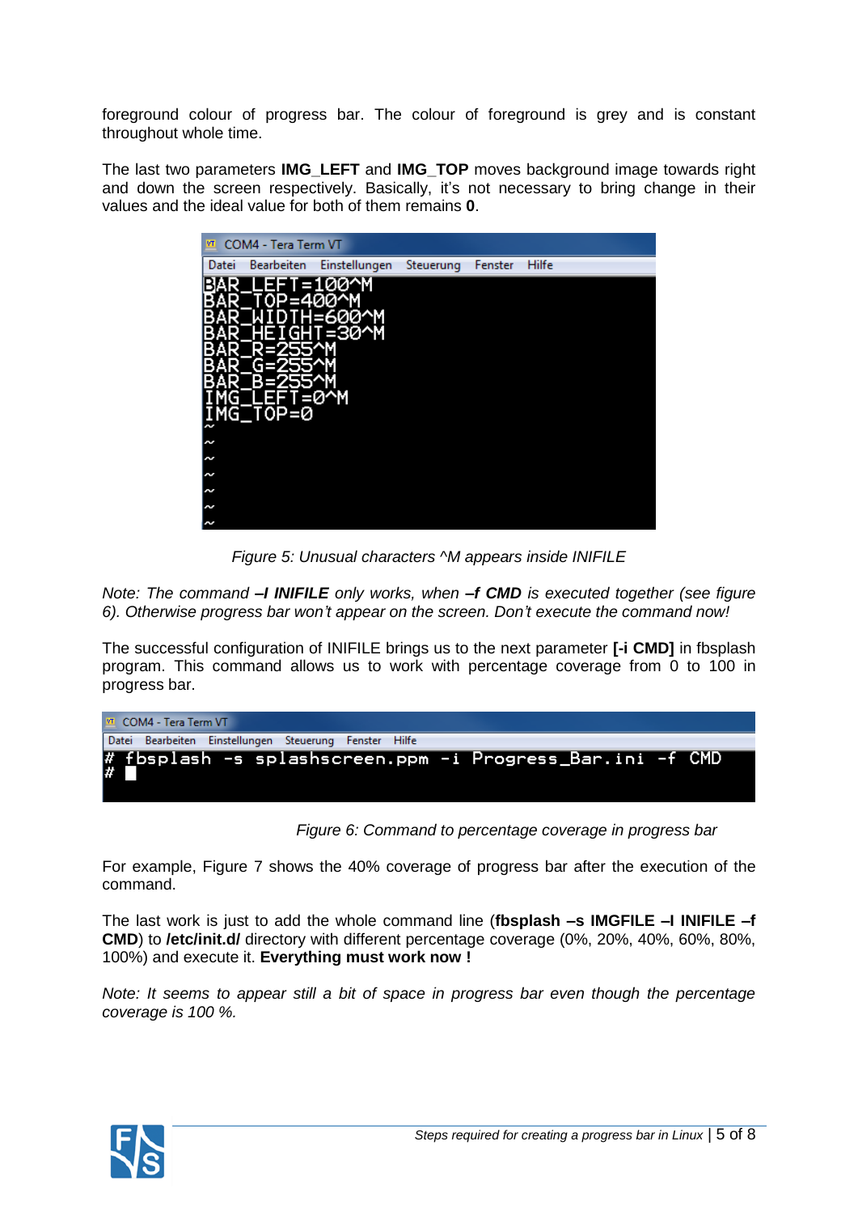foreground colour of progress bar. The colour of foreground is grey and is constant throughout whole time.

The last two parameters **IMG_LEFT** and **IMG_TOP** moves background image towards right and down the screen respectively. Basically, it's not necessary to bring change in their values and the ideal value for both of them remains **0**.

```
COM4 - Tera Term VT
Datei  Bearbeiten  Einstellungen  Steuerung  Fenster  Hilfe
BAR_LEFT=100^M
BAR_TOP=400^M
BAR_WIDTH=600^M
BAR_HEIGHT=30^M
BAR_R=255^M
BAR_G=255^M
BAR_B=255^M
IMG_LEFT=0^M
IMG_TOP=0
~
~
~
~
~
~
~
```

*Figure 5: Unusual characters ^M appears inside INIFILE*

*Note: The command **–I INIFILE** only works, when **–f CMD** is executed together (see figure 6). Otherwise progress bar won't appear on the screen. Don't execute the command now!*

The successful configuration of INIFILE brings us to the next parameter **[-i CMD]** in fbsplash program. This command allows us to work with percentage coverage from 0 to 100 in progress bar.

```
COM4 - Tera Term VT
Datei  Bearbeiten  Einstellungen  Steuerung  Fenster  Hilfe
# fbsplash -s splashscreen.ppm -i Progress_Bar.ini -f CMD
#
```

*Figure 6: Command to percentage coverage in progress bar*

For example, Figure 7 shows the 40% coverage of progress bar after the execution of the command.

The last work is just to add the whole command line (**fbsplash –s IMGFILE –I INIFILE –f CMD**) to **/etc/init.d/** directory with different percentage coverage (0%, 20%, 40%, 60%, 80%, 100%) and execute it. **Everything must work now !**

*Note: It seems to appear still a bit of space in progress bar even though the percentage coverage is 100 %.*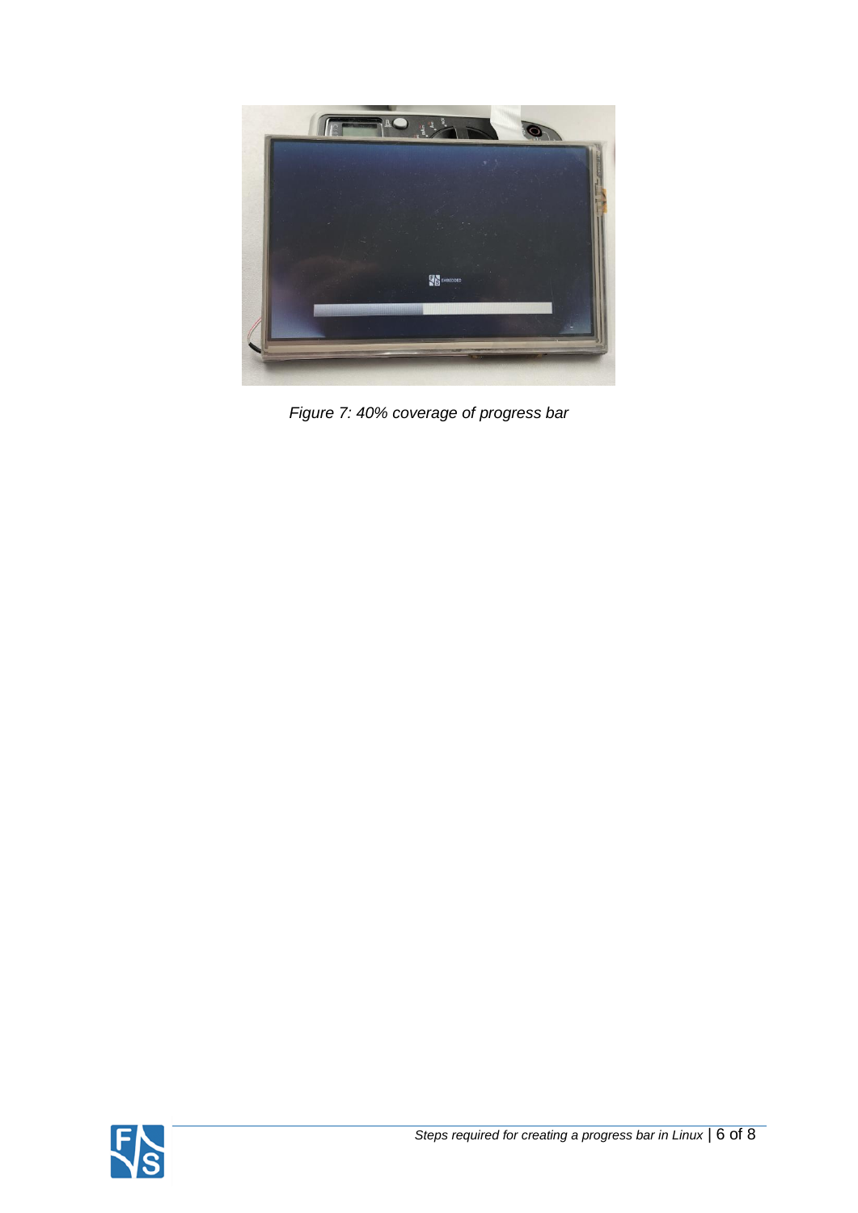*Figure 7: 40% coverage of progress bar*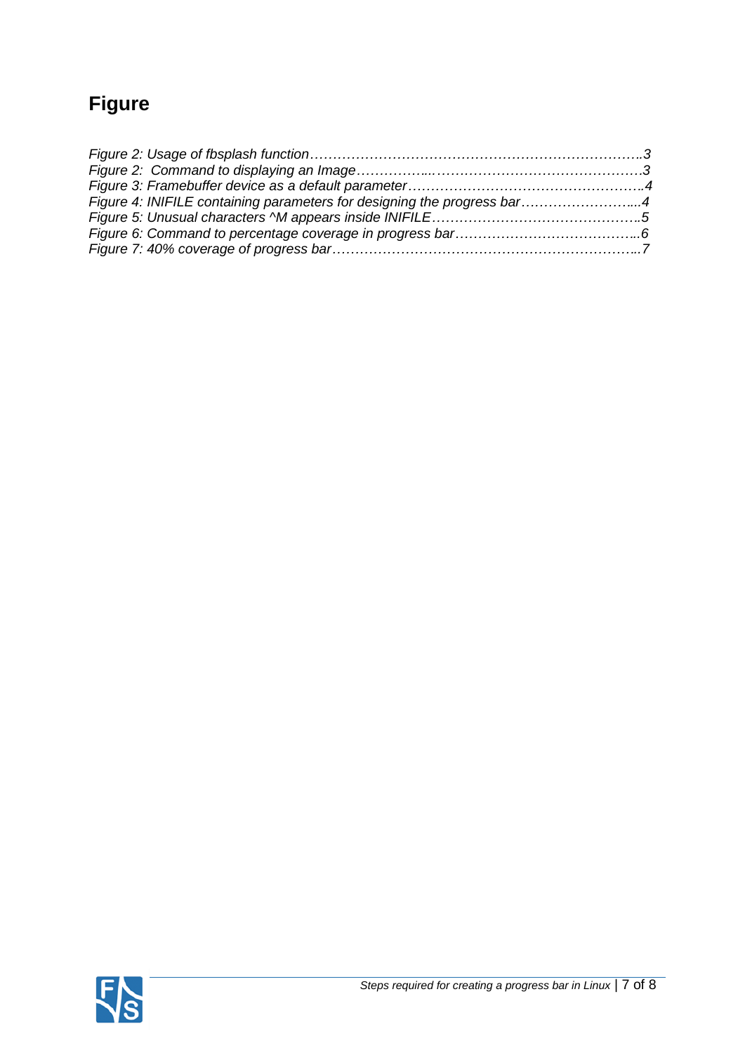# Figure

*Figure 2: Usage of fbsplash function…………………………………………………………….3*
*Figure 2:  Command to displaying an Image…………...……….……………….……………….3*
*Figure 3: Framebuffer device as a default parameter…………………………………….……….4*
*Figure 4: INIFILE containing parameters for designing the progress bar……………………...4*
*Figure 5: Unusual characters ^M appears inside INIFILE………………………………………..5*
*Figure 6: Command to percentage coverage in progress bar…………………………………...6*
*Figure 7: 40% coverage of progress bar……………………….…………….………………...7*